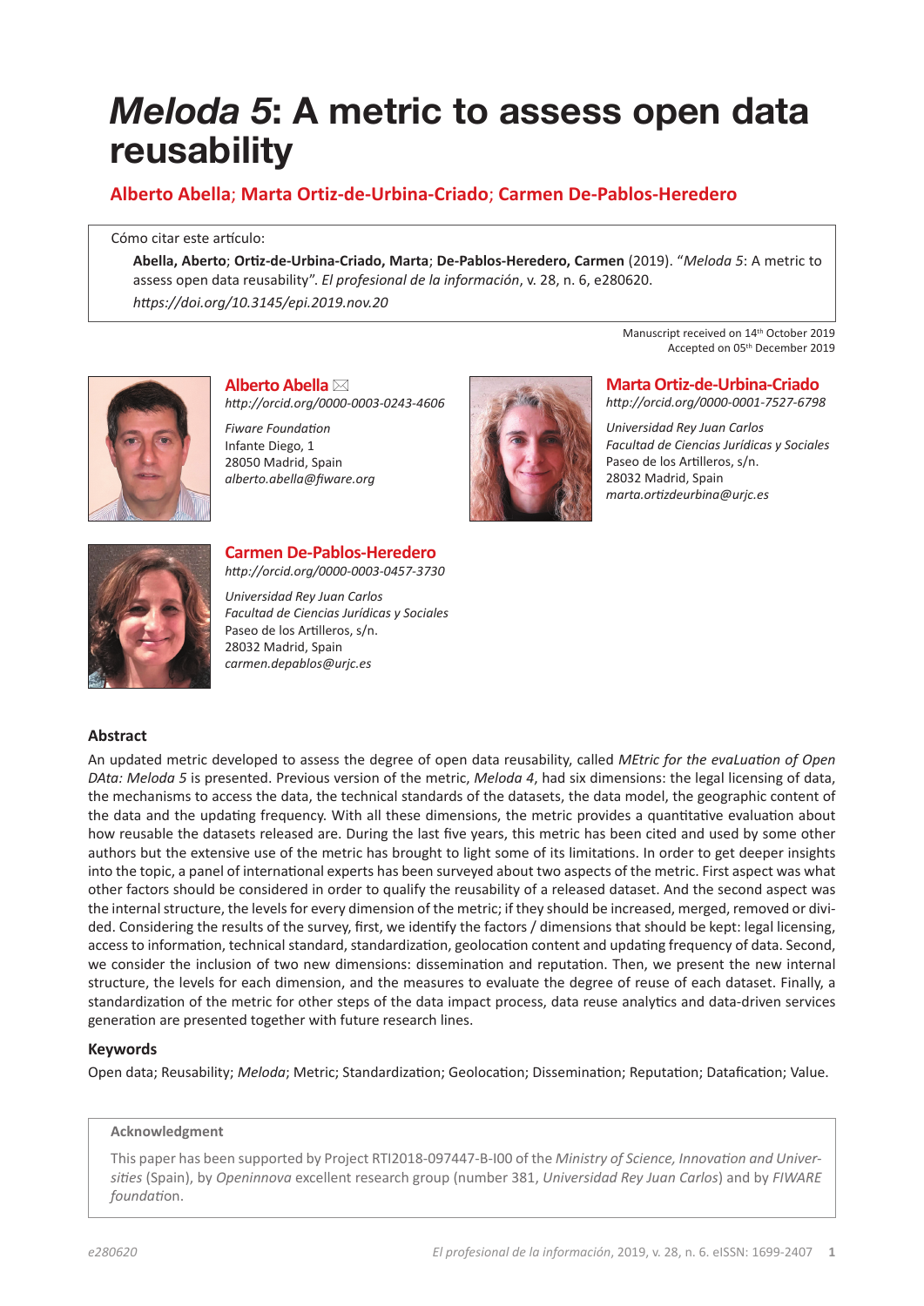# *Meloda 5*: A metric to assess open data reusability

**Alberto Abella; Marta Ortiz-de-Urbina-Criado; Carmen De-Pablos-Heredero**

Cómo citar este artículo:

**Abella, Aberto**; **Ortiz-de-Urbina-Criado, Marta**; **De-Pablos-Heredero, Carmen** (2019). "*Meloda 5*: A metric to assess open data reusability". *El profesional de la información*, v. 28, n. 6, e280620.
*https://doi.org/10.3145/epi.2019.nov.20*

Manuscript received on 14th October 2019
Accepted on 05th December 2019

**Alberto Abella** ✉
*http://orcid.org/0000-0003-0243-4606*

*Fiware Foundation*
Infante Diego, 1
28050 Madrid, Spain
*alberto.abella@fiware.org*

**Marta Ortiz-de-Urbina-Criado**
*http://orcid.org/0000-0001-7527-6798*

*Universidad Rey Juan Carlos*
*Facultad de Ciencias Jurídicas y Sociales*
Paseo de los Artilleros, s/n.
28032 Madrid, Spain
*marta.ortizdeurbina@urjc.es*

**Carmen De-Pablos-Heredero**
*http://orcid.org/0000-0003-0457-3730*

*Universidad Rey Juan Carlos*
*Facultad de Ciencias Jurídicas y Sociales*
Paseo de los Artilleros, s/n.
28032 Madrid, Spain
*carmen.depablos@urjc.es*

## Abstract

An updated metric developed to assess the degree of open data reusability, called *MEtric for the evaLuation of Open DAta: Meloda 5* is presented. Previous version of the metric, *Meloda 4*, had six dimensions: the legal licensing of data, the mechanisms to access the data, the technical standards of the datasets, the data model, the geographic content of the data and the updating frequency. With all these dimensions, the metric provides a quantitative evaluation about how reusable the datasets released are. During the last five years, this metric has been cited and used by some other authors but the extensive use of the metric has brought to light some of its limitations. In order to get deeper insights into the topic, a panel of international experts has been surveyed about two aspects of the metric. First aspect was what other factors should be considered in order to qualify the reusability of a released dataset. And the second aspect was the internal structure, the levels for every dimension of the metric; if they should be increased, merged, removed or divided. Considering the results of the survey, first, we identify the factors / dimensions that should be kept: legal licensing, access to information, technical standard, standardization, geolocation content and updating frequency of data. Second, we consider the inclusion of two new dimensions: dissemination and reputation. Then, we present the new internal structure, the levels for each dimension, and the measures to evaluate the degree of reuse of each dataset. Finally, a standardization of the metric for other steps of the data impact process, data reuse analytics and data-driven services generation are presented together with future research lines.

## Keywords

Open data; Reusability; *Meloda*; Metric; Standardization; Geolocation; Dissemination; Reputation; Datafication; Value.

**Acknowledgment**

This paper has been supported by Project RTI2018-097447-B-I00 of the *Ministry of Science, Innovation and Universities* (Spain), by *Openinnova* excellent research group (number 381, *Universidad Rey Juan Carlos*) and by *FIWARE foundation*.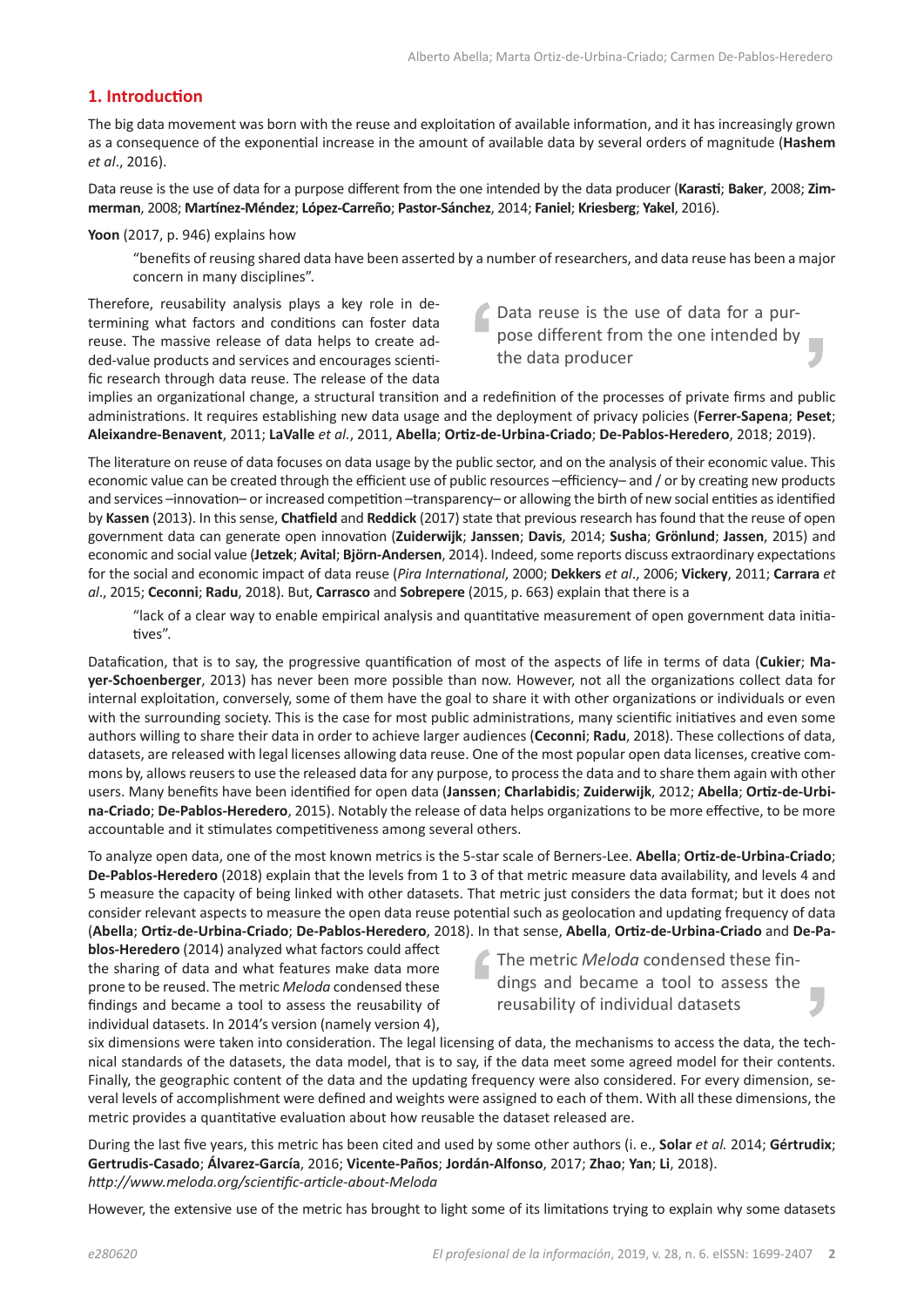## 1. Introduction

The big data movement was born with the reuse and exploitation of available information, and it has increasingly grown as a consequence of the exponential increase in the amount of available data by several orders of magnitude (**Hashem** *et al*., 2016).

Data reuse is the use of data for a purpose different from the one intended by the data producer (**Karasti**; **Baker**, 2008; **Zimmerman**, 2008; **Martínez-Méndez**; **López-Carreño**; **Pastor-Sánchez**, 2014; **Faniel**; **Kriesberg**; **Yakel**, 2016).

**Yoon** (2017, p. 946) explains how

> "benefits of reusing shared data have been asserted by a number of researchers, and data reuse has been a major concern in many disciplines".

Therefore, reusability analysis plays a key role in determining what factors and conditions can foster data reuse. The massive release of data helps to create added-value products and services and encourages scientific research through data reuse. The release of the data implies an organizational change, a structural transition and a redefinition of the processes of private firms and public administrations. It requires establishing new data usage and the deployment of privacy policies (**Ferrer-Sapena**; **Peset**; **Aleixandre-Benavent**, 2011; **LaValle** *et al.*, 2011, **Abella**; **Ortiz-de-Urbina-Criado**; **De-Pablos-Heredero**, 2018; 2019).

> Data reuse is the use of data for a purpose different from the one intended by the data producer

The literature on reuse of data focuses on data usage by the public sector, and on the analysis of their economic value. This economic value can be created through the efficient use of public resources –efficiency– and / or by creating new products and services –innovation– or increased competition –transparency– or allowing the birth of new social entities as identified by **Kassen** (2013). In this sense, **Chatfield** and **Reddick** (2017) state that previous research has found that the reuse of open government data can generate open innovation (**Zuiderwijk**; **Janssen**; **Davis**, 2014; **Susha**; **Grönlund**; **Jassen**, 2015) and economic and social value (**Jetzek**; **Avital**; **Björn-Andersen**, 2014). Indeed, some reports discuss extraordinary expectations for the social and economic impact of data reuse (*Pira International*, 2000; **Dekkers** *et al*., 2006; **Vickery**, 2011; **Carrara** *et al*., 2015; **Ceconni**; **Radu**, 2018). But, **Carrasco** and **Sobrepere** (2015, p. 663) explain that there is a

> "lack of a clear way to enable empirical analysis and quantitative measurement of open government data initiatives".

Datafication, that is to say, the progressive quantification of most of the aspects of life in terms of data (**Cukier**; **Mayer-Schoenberger**, 2013) has never been more possible than now. However, not all the organizations collect data for internal exploitation, conversely, some of them have the goal to share it with other organizations or individuals or even with the surrounding society. This is the case for most public administrations, many scientific initiatives and even some authors willing to share their data in order to achieve larger audiences (**Ceconni**; **Radu**, 2018). These collections of data, datasets, are released with legal licenses allowing data reuse. One of the most popular open data licenses, creative commons by, allows reusers to use the released data for any purpose, to process the data and to share them again with other users. Many benefits have been identified for open data (**Janssen**; **Charlabidis**; **Zuiderwijk**, 2012; **Abella**; **Ortiz-de-Urbina-Criado**; **De-Pablos-Heredero**, 2015). Notably the release of data helps organizations to be more effective, to be more accountable and it stimulates competitiveness among several others.

To analyze open data, one of the most known metrics is the 5-star scale of Berners-Lee. **Abella**; **Ortiz-de-Urbina-Criado**; **De-Pablos-Heredero** (2018) explain that the levels from 1 to 3 of that metric measure data availability, and levels 4 and 5 measure the capacity of being linked with other datasets. That metric just considers the data format; but it does not consider relevant aspects to measure the open data reuse potential such as geolocation and updating frequency of data (**Abella**; **Ortiz-de-Urbina-Criado**; **De-Pablos-Heredero**, 2018). In that sense, **Abella**, **Ortiz-de-Urbina-Criado** and **De-Pablos-Heredero** (2014) analyzed what factors could affect the sharing of data and what features make data more prone to be reused. The metric *Meloda* condensed these findings and became a tool to assess the reusability of individual datasets. In 2014's version (namely version 4), six dimensions were taken into consideration. The legal licensing of data, the mechanisms to access the data, the technical standards of the datasets, the data model, that is to say, if the data meet some agreed model for their contents. Finally, the geographic content of the data and the updating frequency were also considered. For every dimension, several levels of accomplishment were defined and weights were assigned to each of them. With all these dimensions, the metric provides a quantitative evaluation about how reusable the dataset released are.

> The metric *Meloda* condensed these findings and became a tool to assess the reusability of individual datasets

During the last five years, this metric has been cited and used by some other authors (i. e., **Solar** *et al.* 2014; **Gértrudix**; **Gertrudis-Casado**; **Álvarez-García**, 2016; **Vicente-Paños**; **Jordán-Alfonso**, 2017; **Zhao**; **Yan**; **Li**, 2018).
*http://www.meloda.org/scientific-article-about-Meloda*

However, the extensive use of the metric has brought to light some of its limitations trying to explain why some datasets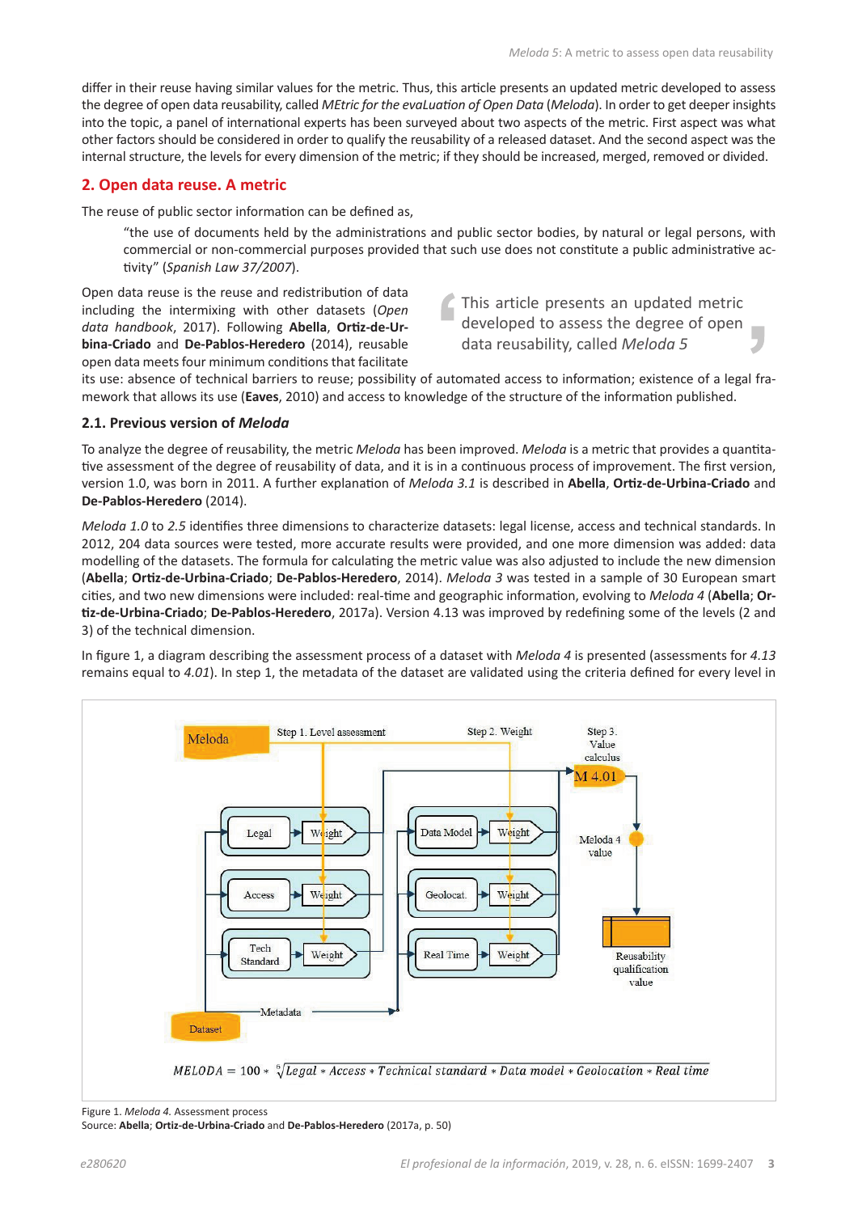differ in their reuse having similar values for the metric. Thus, this article presents an updated metric developed to assess the degree of open data reusability, called *MEtric for the evaLuation of Open Data* (*Meloda*). In order to get deeper insights into the topic, a panel of international experts has been surveyed about two aspects of the metric. First aspect was what other factors should be considered in order to qualify the reusability of a released dataset. And the second aspect was the internal structure, the levels for every dimension of the metric; if they should be increased, merged, removed or divided.

## 2. Open data reuse. A metric

The reuse of public sector information can be defined as,

> "the use of documents held by the administrations and public sector bodies, by natural or legal persons, with commercial or non-commercial purposes provided that such use does not constitute a public administrative activity" (*Spanish Law 37/2007*).

Open data reuse is the reuse and redistribution of data including the intermixing with other datasets (*Open data handbook*, 2017). Following **Abella**, **Ortiz-de-Urbina-Criado** and **De-Pablos-Heredero** (2014), reusable open data meets four minimum conditions that facilitate its use: absence of technical barriers to reuse; possibility of automated access to information; existence of a legal framework that allows its use (**Eaves**, 2010) and access to knowledge of the structure of the information published.

> This article presents an updated metric developed to assess the degree of open data reusability, called *Meloda 5*

### 2.1. Previous version of *Meloda*

To analyze the degree of reusability, the metric *Meloda* has been improved. *Meloda* is a metric that provides a quantitative assessment of the degree of reusability of data, and it is in a continuous process of improvement. The first version, version 1.0, was born in 2011. A further explanation of *Meloda 3.1* is described in **Abella**, **Ortiz-de-Urbina-Criado** and **De-Pablos-Heredero** (2014).

*Meloda 1.0* to *2.5* identifies three dimensions to characterize datasets: legal license, access and technical standards. In 2012, 204 data sources were tested, more accurate results were provided, and one more dimension was added: data modelling of the datasets. The formula for calculating the metric value was also adjusted to include the new dimension (**Abella**; **Ortiz-de-Urbina-Criado**; **De-Pablos-Heredero**, 2014). *Meloda 3* was tested in a sample of 30 European smart cities, and two new dimensions were included: real-time and geographic information, evolving to *Meloda 4* (**Abella**; **Ortiz-de-Urbina-Criado**; **De-Pablos-Heredero**, 2017a). Version 4.13 was improved by redefining some of the levels (2 and 3) of the technical dimension.

In figure 1, a diagram describing the assessment process of a dataset with *Meloda 4* is presented (assessments for *4.13* remains equal to *4.01*). In step 1, the metadata of the dataset are validated using the criteria defined for every level in

$$MELODA = 100 * \sqrt[6]{Legal * Access * Technical\ standard * Data\ model * Geolocation * Real\ time}$$

Figure 1. *Meloda 4*. Assessment process
Source: **Abella**; **Ortiz-de-Urbina-Criado** and **De-Pablos-Heredero** (2017a, p. 50)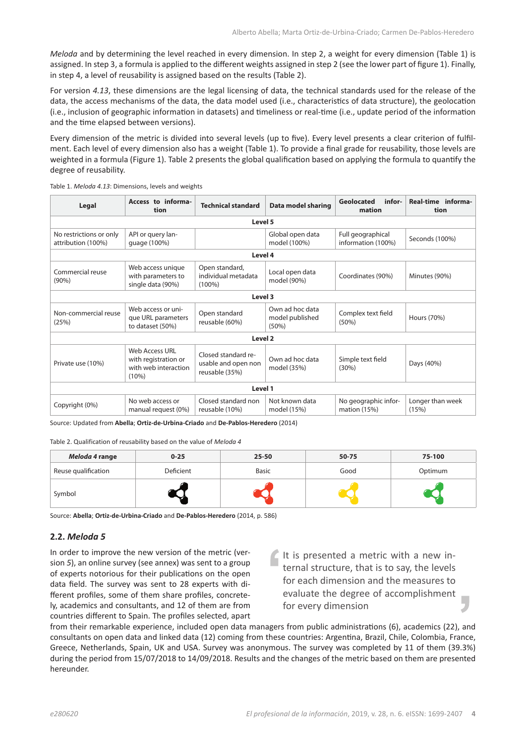*Meloda* and by determining the level reached in every dimension. In step 2, a weight for every dimension (Table 1) is assigned. In step 3, a formula is applied to the different weights assigned in step 2 (see the lower part of figure 1). Finally, in step 4, a level of reusability is assigned based on the results (Table 2).

For version *4.13*, these dimensions are the legal licensing of data, the technical standards used for the release of the data, the access mechanisms of the data, the data model used (i.e., characteristics of data structure), the geolocation (i.e., inclusion of geographic information in datasets) and timeliness or real-time (i.e., update period of the information and the time elapsed between versions).

Every dimension of the metric is divided into several levels (up to five). Every level presents a clear criterion of fulfilment. Each level of every dimension also has a weight (Table 1). To provide a final grade for reusability, those levels are weighted in a formula (Figure 1). Table 2 presents the global qualification based on applying the formula to quantify the degree of reusability.

Table 1. *Meloda 4.13*: Dimensions, levels and weights

| Legal | Access to information | Technical standard | Data model sharing | Geolocated information | Real-time information |
|---|---|---|---|---|---|
| **Level 5** | | | | | |
| No restrictions or only attribution (100%) | API or query language (100%) | | Global open data model (100%) | Full geographical information (100%) | Seconds (100%) |
| **Level 4** | | | | | |
| Commercial reuse (90%) | Web access unique with parameters to single data (90%) | Open standard, individual metadata (100%) | Local open data model (90%) | Coordinates (90%) | Minutes (90%) |
| **Level 3** | | | | | |
| Non-commercial reuse (25%) | Web access or unique URL parameters to dataset (50%) | Open standard reusable (60%) | Own ad hoc data model published (50%) | Complex text field (50%) | Hours (70%) |
| **Level 2** | | | | | |
| Private use (10%) | Web Access URL with registration or with web interaction (10%) | Closed standard reusable and open non reusable (35%) | Own ad hoc data model (35%) | Simple text field (30%) | Days (40%) |
| **Level 1** | | | | | |
| Copyright (0%) | No web access or manual request (0%) | Closed standard non reusable (10%) | Not known data model (15%) | No geographic information (15%) | Longer than week (15%) |

Source: Updated from **Abella**; **Ortiz-de-Urbina-Criado** and **De-Pablos-Heredero** (2014)

Table 2. Qualification of reusability based on the value of *Meloda 4*

| ***Meloda 4* range** | **0-25** | **25-50** | **50-75** | **75-100** |
|---|---|---|---|---|
| Reuse qualification | Deficient | Basic | Good | Optimum |
| Symbol | | | | |

Source: **Abella**; **Ortiz-de-Urbina-Criado** and **De-Pablos-Heredero** (2014, p. 586)

## 2.2. *Meloda 5*

In order to improve the new version of the metric (version *5*), an online survey (see annex) was sent to a group of experts notorious for their publications on the open data field. The survey was sent to 28 experts with different profiles, some of them share profiles, concretely, academics and consultants, and 12 of them are from countries different to Spain. The profiles selected, apart from their remarkable experience, included open data managers from public administrations (6), academics (22), and consultants on open data and linked data (12) coming from these countries: Argentina, Brazil, Chile, Colombia, France, Greece, Netherlands, Spain, UK and USA. Survey was anonymous. The survey was completed by 11 of them (39.3%) during the period from 15/07/2018 to 14/09/2018. Results and the changes of the metric based on them are presented hereunder.

> It is presented a metric with a new internal structure, that is to say, the levels for each dimension and the measures to evaluate the degree of accomplishment for every dimension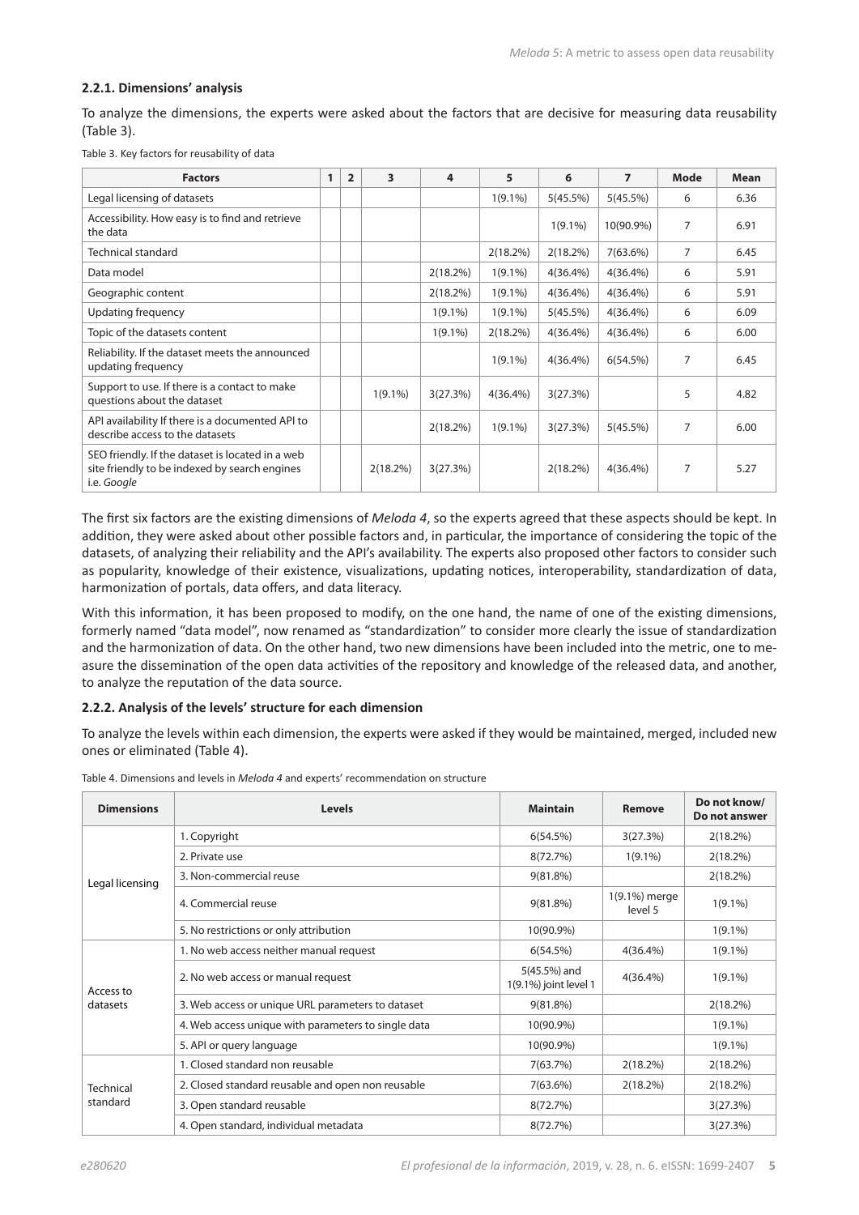### 2.2.1. Dimensions' analysis

To analyze the dimensions, the experts were asked about the factors that are decisive for measuring data reusability (Table 3).

Table 3. Key factors for reusability of data

| Factors | 1 | 2 | 3 | 4 | 5 | 6 | 7 | Mode | Mean |
|---|---|---|---|---|---|---|---|---|---|
| Legal licensing of datasets | | | | | 1(9.1%) | 5(45.5%) | 5(45.5%) | 6 | 6.36 |
| Accessibility. How easy is to find and retrieve the data | | | | | | 1(9.1%) | 10(90.9%) | 7 | 6.91 |
| Technical standard | | | | | 2(18.2%) | 2(18.2%) | 7(63.6%) | 7 | 6.45 |
| Data model | | | | 2(18.2%) | 1(9.1%) | 4(36.4%) | 4(36.4%) | 6 | 5.91 |
| Geographic content | | | | 2(18.2%) | 1(9.1%) | 4(36.4%) | 4(36.4%) | 6 | 5.91 |
| Updating frequency | | | | 1(9.1%) | 1(9.1%) | 5(45.5%) | 4(36.4%) | 6 | 6.09 |
| Topic of the datasets content | | | | 1(9.1%) | 2(18.2%) | 4(36.4%) | 4(36.4%) | 6 | 6.00 |
| Reliability. If the dataset meets the announced updating frequency | | | | | 1(9.1%) | 4(36.4%) | 6(54.5%) | 7 | 6.45 |
| Support to use. If there is a contact to make questions about the dataset | | | 1(9.1%) | 3(27.3%) | 4(36.4%) | 3(27.3%) | | 5 | 4.82 |
| API availability If there is a documented API to describe access to the datasets | | | | 2(18.2%) | 1(9.1%) | 3(27.3%) | 5(45.5%) | 7 | 6.00 |
| SEO friendly. If the dataset is located in a web site friendly to be indexed by search engines i.e. *Google* | | | 2(18.2%) | 3(27.3%) | | 2(18.2%) | 4(36.4%) | 7 | 5.27 |

The first six factors are the existing dimensions of *Meloda 4*, so the experts agreed that these aspects should be kept. In addition, they were asked about other possible factors and, in particular, the importance of considering the topic of the datasets, of analyzing their reliability and the API's availability. The experts also proposed other factors to consider such as popularity, knowledge of their existence, visualizations, updating notices, interoperability, standardization of data, harmonization of portals, data offers, and data literacy.

With this information, it has been proposed to modify, on the one hand, the name of one of the existing dimensions, formerly named "data model", now renamed as "standardization" to consider more clearly the issue of standardization and the harmonization of data. On the other hand, two new dimensions have been included into the metric, one to measure the dissemination of the open data activities of the repository and knowledge of the released data, and another, to analyze the reputation of the data source.

### 2.2.2. Analysis of the levels' structure for each dimension

To analyze the levels within each dimension, the experts were asked if they would be maintained, merged, included new ones or eliminated (Table 4).

Table 4. Dimensions and levels in *Meloda 4* and experts' recommendation on structure

| Dimensions | Levels | Maintain | Remove | Do not know/ Do not answer |
|---|---|---|---|---|
| Legal licensing | 1. Copyright | 6(54.5%) | 3(27.3%) | 2(18.2%) |
| | 2. Private use | 8(72.7%) | 1(9.1%) | 2(18.2%) |
| | 3. Non-commercial reuse | 9(81.8%) | | 2(18.2%) |
| | 4. Commercial reuse | 9(81.8%) | 1(9.1%) merge level 5 | 1(9.1%) |
| | 5. No restrictions or only attribution | 10(90.9%) | | 1(9.1%) |
| Access to datasets | 1. No web access neither manual request | 6(54.5%) | 4(36.4%) | 1(9.1%) |
| | 2. No web access or manual request | 5(45.5%) and 1(9.1%) joint level 1 | 4(36.4%) | 1(9.1%) |
| | 3. Web access or unique URL parameters to dataset | 9(81.8%) | | 2(18.2%) |
| | 4. Web access unique with parameters to single data | 10(90.9%) | | 1(9.1%) |
| | 5. API or query language | 10(90.9%) | | 1(9.1%) |
| Technical standard | 1. Closed standard non reusable | 7(63.7%) | 2(18.2%) | 2(18.2%) |
| | 2. Closed standard reusable and open non reusable | 7(63.6%) | 2(18.2%) | 2(18.2%) |
| | 3. Open standard reusable | 8(72.7%) | | 3(27.3%) |
| | 4. Open standard, individual metadata | 8(72.7%) | | 3(27.3%) |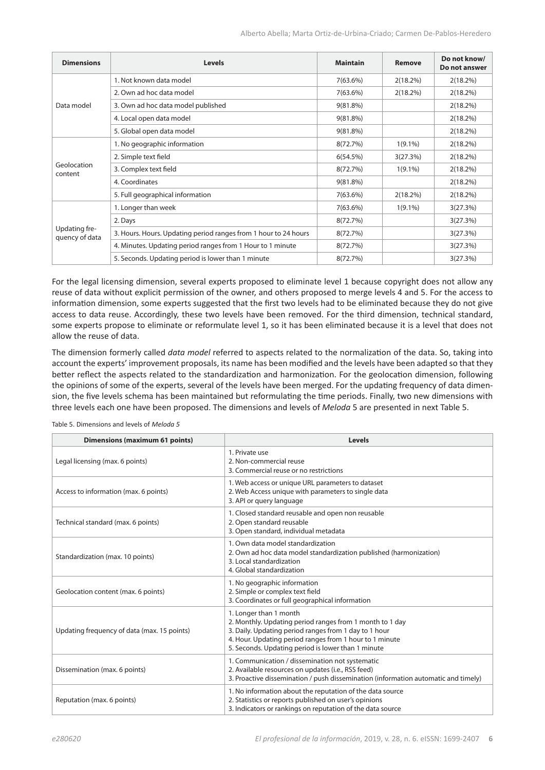| Dimensions | Levels | Maintain | Remove | Do not know/ Do not answer |
|---|---|---|---|---|
| Data model | 1. Not known data model | 7(63.6%) | 2(18.2%) | 2(18.2%) |
| | 2. Own ad hoc data model | 7(63.6%) | 2(18.2%) | 2(18.2%) |
| | 3. Own ad hoc data model published | 9(81.8%) | | 2(18.2%) |
| | 4. Local open data model | 9(81.8%) | | 2(18.2%) |
| | 5. Global open data model | 9(81.8%) | | 2(18.2%) |
| Geolocation content | 1. No geographic information | 8(72.7%) | 1(9.1%) | 2(18.2%) |
| | 2. Simple text field | 6(54.5%) | 3(27.3%) | 2(18.2%) |
| | 3. Complex text field | 8(72.7%) | 1(9.1%) | 2(18.2%) |
| | 4. Coordinates | 9(81.8%) | | 2(18.2%) |
| | 5. Full geographical information | 7(63.6%) | 2(18.2%) | 2(18.2%) |
| Updating frequency of data | 1. Longer than week | 7(63.6%) | 1(9.1%) | 3(27.3%) |
| | 2. Days | 8(72.7%) | | 3(27.3%) |
| | 3. Hours. Hours. Updating period ranges from 1 hour to 24 hours | 8(72.7%) | | 3(27.3%) |
| | 4. Minutes. Updating period ranges from 1 Hour to 1 minute | 8(72.7%) | | 3(27.3%) |
| | 5. Seconds. Updating period is lower than 1 minute | 8(72.7%) | | 3(27.3%) |

For the legal licensing dimension, several experts proposed to eliminate level 1 because copyright does not allow any reuse of data without explicit permission of the owner, and others proposed to merge levels 4 and 5. For the access to information dimension, some experts suggested that the first two levels had to be eliminated because they do not give access to data reuse. Accordingly, these two levels have been removed. For the third dimension, technical standard, some experts propose to eliminate or reformulate level 1, so it has been eliminated because it is a level that does not allow the reuse of data.

The dimension formerly called *data model* referred to aspects related to the normalization of the data. So, taking into account the experts' improvement proposals, its name has been modified and the levels have been adapted so that they better reflect the aspects related to the standardization and harmonization. For the geolocation dimension, following the opinions of some of the experts, several of the levels have been merged. For the updating frequency of data dimension, the five levels schema has been maintained but reformulating the time periods. Finally, two new dimensions with three levels each one have been proposed. The dimensions and levels of *Meloda* 5 are presented in next Table 5.

Table 5. Dimensions and levels of *Meloda 5*

| Dimensions (maximum 61 points) | Levels |
|---|---|
| Legal licensing (max. 6 points) | 1. Private use<br>2. Non-commercial reuse<br>3. Commercial reuse or no restrictions |
| Access to information (max. 6 points) | 1. Web access or unique URL parameters to dataset<br>2. Web Access unique with parameters to single data<br>3. API or query language |
| Technical standard (max. 6 points) | 1. Closed standard reusable and open non reusable<br>2. Open standard reusable<br>3. Open standard, individual metadata |
| Standardization (max. 10 points) | 1. Own data model standardization<br>2. Own ad hoc data model standardization published (harmonization)<br>3. Local standardization<br>4. Global standardization |
| Geolocation content (max. 6 points) | 1. No geographic information<br>2. Simple or complex text field<br>3. Coordinates or full geographical information |
| Updating frequency of data (max. 15 points) | 1. Longer than 1 month<br>2. Monthly. Updating period ranges from 1 month to 1 day<br>3. Daily. Updating period ranges from 1 day to 1 hour<br>4. Hour. Updating period ranges from 1 hour to 1 minute<br>5. Seconds. Updating period is lower than 1 minute |
| Dissemination (max. 6 points) | 1. Communication / dissemination not systematic<br>2. Available resources on updates (i.e., RSS feed)<br>3. Proactive dissemination / push dissemination (information automatic and timely) |
| Reputation (max. 6 points) | 1. No information about the reputation of the data source<br>2. Statistics or reports published on user's opinions<br>3. Indicators or rankings on reputation of the data source |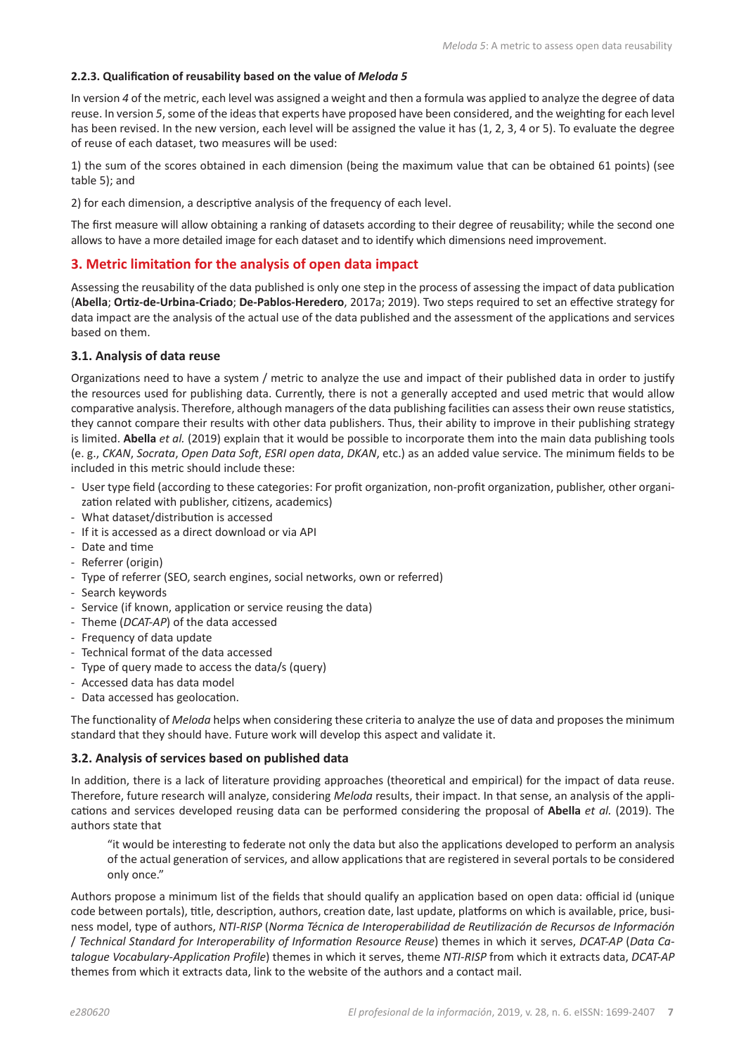#### 2.2.3. Qualification of reusability based on the value of *Meloda 5*

In version *4* of the metric, each level was assigned a weight and then a formula was applied to analyze the degree of data reuse. In version *5*, some of the ideas that experts have proposed have been considered, and the weighting for each level has been revised. In the new version, each level will be assigned the value it has (1, 2, 3, 4 or 5). To evaluate the degree of reuse of each dataset, two measures will be used:

1) the sum of the scores obtained in each dimension (being the maximum value that can be obtained 61 points) (see table 5); and

2) for each dimension, a descriptive analysis of the frequency of each level.

The first measure will allow obtaining a ranking of datasets according to their degree of reusability; while the second one allows to have a more detailed image for each dataset and to identify which dimensions need improvement.

## 3. Metric limitation for the analysis of open data impact

Assessing the reusability of the data published is only one step in the process of assessing the impact of data publication (**Abella**; **Ortiz-de-Urbina-Criado**; **De-Pablos-Heredero**, 2017a; 2019). Two steps required to set an effective strategy for data impact are the analysis of the actual use of the data published and the assessment of the applications and services based on them.

### 3.1. Analysis of data reuse

Organizations need to have a system / metric to analyze the use and impact of their published data in order to justify the resources used for publishing data. Currently, there is not a generally accepted and used metric that would allow comparative analysis. Therefore, although managers of the data publishing facilities can assess their own reuse statistics, they cannot compare their results with other data publishers. Thus, their ability to improve in their publishing strategy is limited. **Abella** *et al.* (2019) explain that it would be possible to incorporate them into the main data publishing tools (e. g., *CKAN*, *Socrata*, *Open Data Soft*, *ESRI open data*, *DKAN*, etc.) as an added value service. The minimum fields to be included in this metric should include these:

- User type field (according to these categories: For profit organization, non-profit organization, publisher, other organization related with publisher, citizens, academics)
- What dataset/distribution is accessed
- If it is accessed as a direct download or via API
- Date and time
- Referrer (origin)
- Type of referrer (SEO, search engines, social networks, own or referred)
- Search keywords
- Service (if known, application or service reusing the data)
- Theme (*DCAT-AP*) of the data accessed
- Frequency of data update
- Technical format of the data accessed
- Type of query made to access the data/s (query)
- Accessed data has data model
- Data accessed has geolocation.

The functionality of *Meloda* helps when considering these criteria to analyze the use of data and proposes the minimum standard that they should have. Future work will develop this aspect and validate it.

### 3.2. Analysis of services based on published data

In addition, there is a lack of literature providing approaches (theoretical and empirical) for the impact of data reuse. Therefore, future research will analyze, considering *Meloda* results, their impact. In that sense, an analysis of the applications and services developed reusing data can be performed considering the proposal of **Abella** *et al.* (2019). The authors state that

> "it would be interesting to federate not only the data but also the applications developed to perform an analysis of the actual generation of services, and allow applications that are registered in several portals to be considered only once."

Authors propose a minimum list of the fields that should qualify an application based on open data: official id (unique code between portals), title, description, authors, creation date, last update, platforms on which is available, price, business model, type of authors, *NTI-RISP* (*Norma Técnica de Interoperabilidad de Reutilización de Recursos de Información* / *Technical Standard for Interoperability of Information Resource Reuse*) themes in which it serves, *DCAT-AP* (*Data Catalogue Vocabulary-Application Profile*) themes in which it serves, theme *NTI-RISP* from which it extracts data, *DCAT-AP* themes from which it extracts data, link to the website of the authors and a contact mail.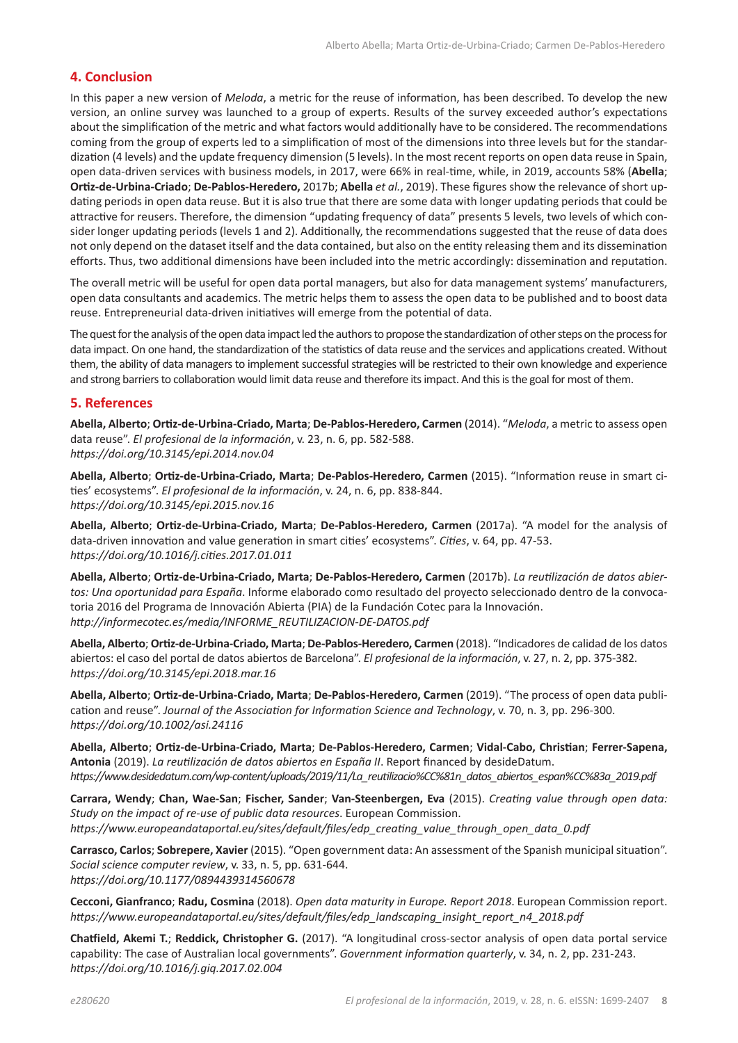## 4. Conclusion

In this paper a new version of *Meloda*, a metric for the reuse of information, has been described. To develop the new version, an online survey was launched to a group of experts. Results of the survey exceeded author's expectations about the simplification of the metric and what factors would additionally have to be considered. The recommendations coming from the group of experts led to a simplification of most of the dimensions into three levels but for the standardization (4 levels) and the update frequency dimension (5 levels). In the most recent reports on open data reuse in Spain, open data-driven services with business models, in 2017, were 66% in real-time, while, in 2019, accounts 58% (**Abella**; **Ortiz-de-Urbina-Criado**; **De-Pablos-Heredero,** 2017b; **Abella** *et al.*, 2019). These figures show the relevance of short updating periods in open data reuse. But it is also true that there are some data with longer updating periods that could be attractive for reusers. Therefore, the dimension "updating frequency of data" presents 5 levels, two levels of which consider longer updating periods (levels 1 and 2). Additionally, the recommendations suggested that the reuse of data does not only depend on the dataset itself and the data contained, but also on the entity releasing them and its dissemination efforts. Thus, two additional dimensions have been included into the metric accordingly: dissemination and reputation.

The overall metric will be useful for open data portal managers, but also for data management systems' manufacturers, open data consultants and academics. The metric helps them to assess the open data to be published and to boost data reuse. Entrepreneurial data-driven initiatives will emerge from the potential of data.

The quest for the analysis of the open data impact led the authors to propose the standardization of other steps on the process for data impact. On one hand, the standardization of the statistics of data reuse and the services and applications created. Without them, the ability of data managers to implement successful strategies will be restricted to their own knowledge and experience and strong barriers to collaboration would limit data reuse and therefore its impact. And this is the goal for most of them.

## 5. References

**Abella, Alberto**; **Ortiz-de-Urbina-Criado, Marta**; **De-Pablos-Heredero, Carmen** (2014). "*Meloda*, a metric to assess open data reuse". *El profesional de la información*, v. 23, n. 6, pp. 582-588.
*https://doi.org/10.3145/epi.2014.nov.04*

**Abella, Alberto**; **Ortiz-de-Urbina-Criado, Marta**; **De-Pablos-Heredero, Carmen** (2015). "Information reuse in smart cities' ecosystems". *El profesional de la información*, v. 24, n. 6, pp. 838-844.
*https://doi.org/10.3145/epi.2015.nov.16*

**Abella, Alberto**; **Ortiz-de-Urbina-Criado, Marta**; **De-Pablos-Heredero, Carmen** (2017a). "A model for the analysis of data-driven innovation and value generation in smart cities' ecosystems". *Cities*, v. 64, pp. 47-53.
*https://doi.org/10.1016/j.cities.2017.01.011*

**Abella, Alberto**; **Ortiz-de-Urbina-Criado, Marta**; **De-Pablos-Heredero, Carmen** (2017b). *La reutilización de datos abiertos: Una oportunidad para España*. Informe elaborado como resultado del proyecto seleccionado dentro de la convocatoria 2016 del Programa de Innovación Abierta (PIA) de la Fundación Cotec para la Innovación.
*http://informecotec.es/media/INFORME_REUTILIZACION-DE-DATOS.pdf*

**Abella, Alberto**; **Ortiz-de-Urbina-Criado, Marta**; **De-Pablos-Heredero, Carmen** (2018). "Indicadores de calidad de los datos abiertos: el caso del portal de datos abiertos de Barcelona". *El profesional de la información*, v. 27, n. 2, pp. 375-382.
*https://doi.org/10.3145/epi.2018.mar.16*

**Abella, Alberto**; **Ortiz-de-Urbina-Criado, Marta**; **De-Pablos-Heredero, Carmen** (2019). "The process of open data publication and reuse". *Journal of the Association for Information Science and Technology*, v. 70, n. 3, pp. 296-300.
*https://doi.org/10.1002/asi.24116*

**Abella, Alberto**; **Ortiz-de-Urbina-Criado, Marta**; **De-Pablos-Heredero, Carmen**; **Vidal-Cabo, Christian**; **Ferrer-Sapena, Antonia** (2019). *La reutilización de datos abiertos en España II*. Report financed by desideDatum.
*https://www.desidedatum.com/wp-content/uploads/2019/11/La_reutilizacio%CC%81n_datos_abiertos_espan%CC%83a_2019.pdf*

**Carrara, Wendy**; **Chan, Wae-San**; **Fischer, Sander**; **Van-Steenbergen, Eva** (2015). *Creating value through open data: Study on the impact of re-use of public data resources*. European Commission.
*https://www.europeandataportal.eu/sites/default/files/edp_creating_value_through_open_data_0.pdf*

**Carrasco, Carlos**; **Sobrepere, Xavier** (2015). "Open government data: An assessment of the Spanish municipal situation". *Social science computer review*, v. 33, n. 5, pp. 631-644.
*https://doi.org/10.1177/0894439314560678*

**Cecconi, Gianfranco**; **Radu, Cosmina** (2018). *Open data maturity in Europe. Report 2018*. European Commission report.
*https://www.europeandataportal.eu/sites/default/files/edp_landscaping_insight_report_n4_2018.pdf*

**Chatfield, Akemi T.**; **Reddick, Christopher G.** (2017). "A longitudinal cross-sector analysis of open data portal service capability: The case of Australian local governments". *Government information quarterly*, v. 34, n. 2, pp. 231-243.
*https://doi.org/10.1016/j.giq.2017.02.004*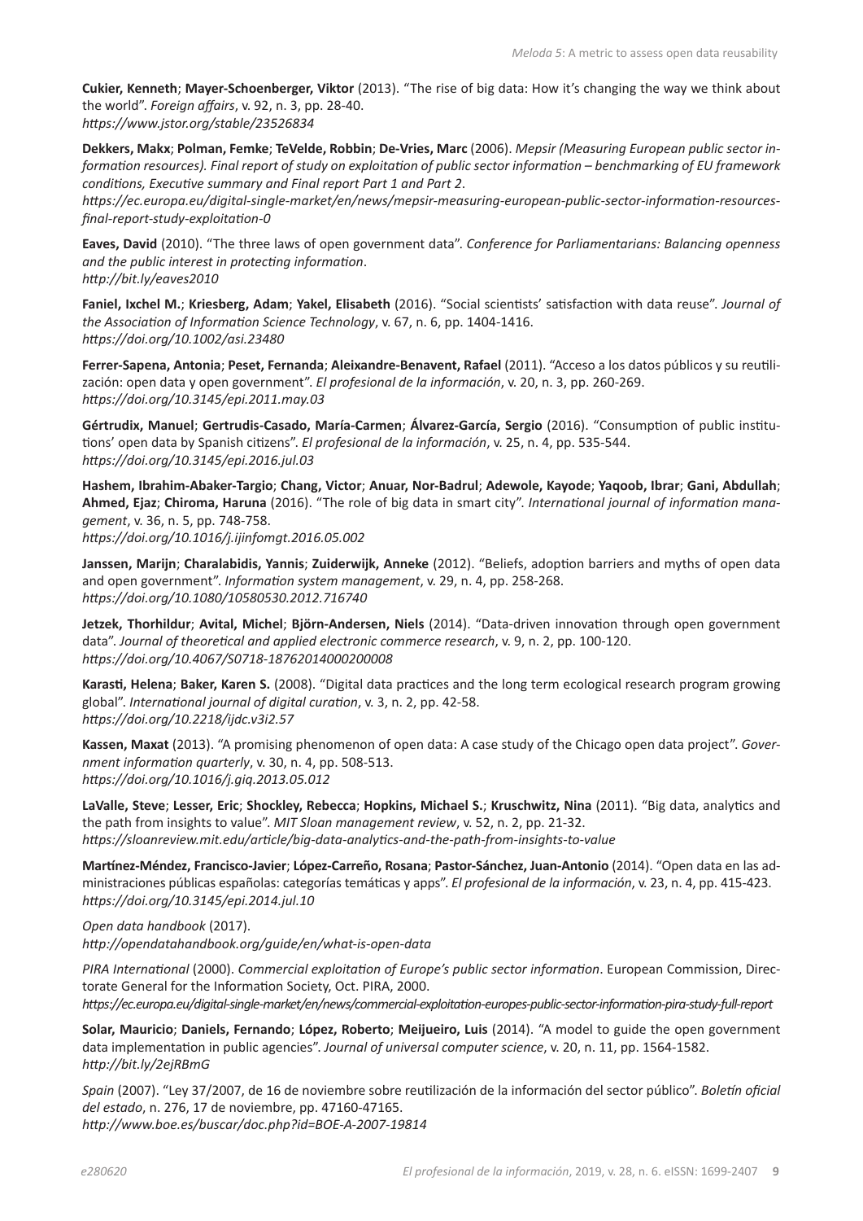**Cukier, Kenneth**; **Mayer-Schoenberger, Viktor** (2013). "The rise of big data: How it's changing the way we think about the world". *Foreign affairs*, v. 92, n. 3, pp. 28-40.
*https://www.jstor.org/stable/23526834*

**Dekkers, Makx**; **Polman, Femke**; **TeVelde, Robbin**; **De-Vries, Marc** (2006). *Mepsir (Measuring European public sector information resources). Final report of study on exploitation of public sector information – benchmarking of EU framework conditions, Executive summary and Final report Part 1 and Part 2*.
*https://ec.europa.eu/digital-single-market/en/news/mepsir-measuring-european-public-sector-information-resources-final-report-study-exploitation-0*

**Eaves, David** (2010). "The three laws of open government data". *Conference for Parliamentarians: Balancing openness and the public interest in protecting information*.
*http://bit.ly/eaves2010*

**Faniel, Ixchel M.**; **Kriesberg, Adam**; **Yakel, Elisabeth** (2016). "Social scientists' satisfaction with data reuse". *Journal of the Association of Information Science Technology*, v. 67, n. 6, pp. 1404-1416.
*https://doi.org/10.1002/asi.23480*

**Ferrer-Sapena, Antonia**; **Peset, Fernanda**; **Aleixandre-Benavent, Rafael** (2011). "Acceso a los datos públicos y su reutilización: open data y open government". *El profesional de la información*, v. 20, n. 3, pp. 260-269.
*https://doi.org/10.3145/epi.2011.may.03*

**Gértrudix, Manuel**; **Gertrudis-Casado, María-Carmen**; **Álvarez-García, Sergio** (2016). "Consumption of public institutions' open data by Spanish citizens". *El profesional de la información*, v. 25, n. 4, pp. 535-544.
*https://doi.org/10.3145/epi.2016.jul.03*

**Hashem, Ibrahim-Abaker-Targio**; **Chang, Victor**; **Anuar, Nor-Badrul**; **Adewole, Kayode**; **Yaqoob, Ibrar**; **Gani, Abdullah**; **Ahmed, Ejaz**; **Chiroma, Haruna** (2016). "The role of big data in smart city". *International journal of information management*, v. 36, n. 5, pp. 748-758.
*https://doi.org/10.1016/j.ijinfomgt.2016.05.002*

**Janssen, Marijn**; **Charalabidis, Yannis**; **Zuiderwijk, Anneke** (2012). "Beliefs, adoption barriers and myths of open data and open government". *Information system management*, v. 29, n. 4, pp. 258-268.
*https://doi.org/10.1080/10580530.2012.716740*

**Jetzek, Thorhildur**; **Avital, Michel**; **Björn-Andersen, Niels** (2014). "Data-driven innovation through open government data". *Journal of theoretical and applied electronic commerce research*, v. 9, n. 2, pp. 100-120.
*https://doi.org/10.4067/S0718-18762014000200008*

**Karasti, Helena**; **Baker, Karen S.** (2008). "Digital data practices and the long term ecological research program growing global". *International journal of digital curation*, v. 3, n. 2, pp. 42-58.
*https://doi.org/10.2218/ijdc.v3i2.57*

**Kassen, Maxat** (2013). "A promising phenomenon of open data: A case study of the Chicago open data project". *Government information quarterly*, v. 30, n. 4, pp. 508-513.
*https://doi.org/10.1016/j.giq.2013.05.012*

**LaValle, Steve**; **Lesser, Eric**; **Shockley, Rebecca**; **Hopkins, Michael S.**; **Kruschwitz, Nina** (2011). "Big data, analytics and the path from insights to value". *MIT Sloan management review*, v. 52, n. 2, pp. 21-32.
*https://sloanreview.mit.edu/article/big-data-analytics-and-the-path-from-insights-to-value*

**Martínez-Méndez, Francisco-Javier**; **López-Carreño, Rosana**; **Pastor-Sánchez, Juan-Antonio** (2014). "Open data en las administraciones públicas españolas: categorías temáticas y apps". *El profesional de la información*, v. 23, n. 4, pp. 415-423.
*https://doi.org/10.3145/epi.2014.jul.10*

*Open data handbook* (2017).
*http://opendatahandbook.org/guide/en/what-is-open-data*

*PIRA International* (2000). *Commercial exploitation of Europe's public sector information*. European Commission, Directorate General for the Information Society, Oct. PIRA, 2000.
*https://ec.europa.eu/digital-single-market/en/news/commercial-exploitation-europes-public-sector-information-pira-study-full-report*

**Solar, Mauricio**; **Daniels, Fernando**; **López, Roberto**; **Meijueiro, Luis** (2014). "A model to guide the open government data implementation in public agencies". *Journal of universal computer science*, v. 20, n. 11, pp. 1564-1582.
*http://bit.ly/2ejRBmG*

*Spain* (2007). "Ley 37/2007, de 16 de noviembre sobre reutilización de la información del sector público". *Boletín oficial del estado*, n. 276, 17 de noviembre, pp. 47160-47165.
*http://www.boe.es/buscar/doc.php?id=BOE-A-2007-19814*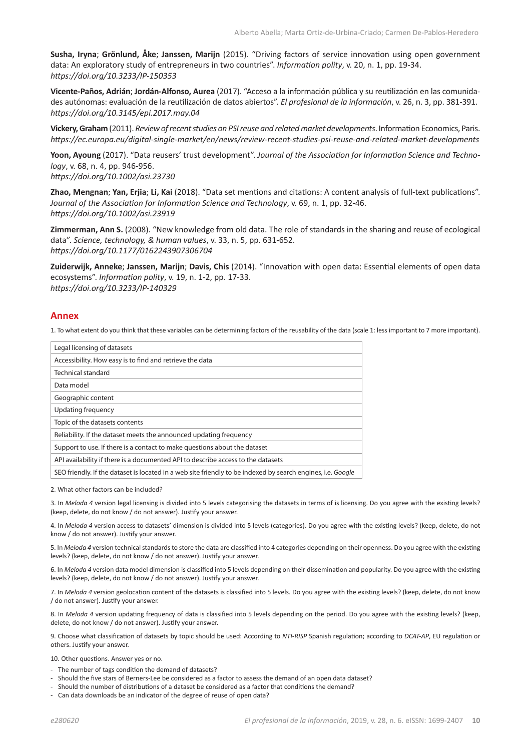**Susha, Iryna**; **Grönlund, Åke**; **Janssen, Marijn** (2015). "Driving factors of service innovation using open government data: An exploratory study of entrepreneurs in two countries". *Information polity*, v. 20, n. 1, pp. 19-34.
*https://doi.org/10.3233/IP-150353*

**Vicente-Paños, Adrián**; **Jordán-Alfonso, Aurea** (2017). "Acceso a la información pública y su reutilización en las comunidades autónomas: evaluación de la reutilización de datos abiertos". *El profesional de la información*, v. 26, n. 3, pp. 381-391.
*https://doi.org/10.3145/epi.2017.may.04*

**Vickery, Graham** (2011). *Review of recent studies on PSI reuse and related market developments*. Information Economics, Paris.
*https://ec.europa.eu/digital-single-market/en/news/review-recent-studies-psi-reuse-and-related-market-developments*

**Yoon, Ayoung** (2017). "Data reusers' trust development". *Journal of the Association for Information Science and Technology*, v. 68, n. 4, pp. 946-956.
*https://doi.org/10.1002/asi.23730*

**Zhao, Mengnan**; **Yan, Erjia**; **Li, Kai** (2018). "Data set mentions and citations: A content analysis of full-text publications". *Journal of the Association for Information Science and Technology*, v. 69, n. 1, pp. 32-46.
*https://doi.org/10.1002/asi.23919*

**Zimmerman, Ann S.** (2008). "New knowledge from old data. The role of standards in the sharing and reuse of ecological data". *Science, technology, & human values*, v. 33, n. 5, pp. 631-652.
*https://doi.org/10.1177/0162243907306704*

**Zuiderwijk, Anneke**; **Janssen, Marijn**; **Davis, Chis** (2014). "Innovation with open data: Essential elements of open data ecosystems". *Information polity*, v. 19, n. 1-2, pp. 17-33.
*https://doi.org/10.3233/IP-140329*

## Annex

1. To what extent do you think that these variables can be determining factors of the reusability of the data (scale 1: less important to 7 more important).

| |
|---|
| Legal licensing of datasets |
| Accessibility. How easy is to find and retrieve the data |
| Technical standard |
| Data model |
| Geographic content |
| Updating frequency |
| Topic of the datasets contents |
| Reliability. If the dataset meets the announced updating frequency |
| Support to use. If there is a contact to make questions about the dataset |
| API availability if there is a documented API to describe access to the datasets |
| SEO friendly. If the dataset is located in a web site friendly to be indexed by search engines, i.e. *Google* |

2. What other factors can be included?

3. In *Meloda 4* version legal licensing is divided into 5 levels categorising the datasets in terms of is licensing. Do you agree with the existing levels? (keep, delete, do not know / do not answer). Justify your answer.

4. In *Meloda 4* version access to datasets' dimension is divided into 5 levels (categories). Do you agree with the existing levels? (keep, delete, do not know / do not answer). Justify your answer.

5. In *Meloda 4* version technical standards to store the data are classified into 4 categories depending on their openness. Do you agree with the existing levels? (keep, delete, do not know / do not answer). Justify your answer.

6. In *Meloda 4* version data model dimension is classified into 5 levels depending on their dissemination and popularity. Do you agree with the existing levels? (keep, delete, do not know / do not answer). Justify your answer.

7. In *Meloda 4* version geolocation content of the datasets is classified into 5 levels. Do you agree with the existing levels? (keep, delete, do not know / do not answer). Justify your answer.

8. In *Meloda 4* version updating frequency of data is classified into 5 levels depending on the period. Do you agree with the existing levels? (keep, delete, do not know / do not answer). Justify your answer.

9. Choose what classification of datasets by topic should be used: According to *NTI-RISP* Spanish regulation; according to *DCAT-AP*, EU regulation or others. Justify your answer.

10. Other questions. Answer yes or no.

- The number of tags condition the demand of datasets?
- Should the five stars of Berners-Lee be considered as a factor to assess the demand of an open data dataset?
- Should the number of distributions of a dataset be considered as a factor that conditions the demand?
- Can data downloads be an indicator of the degree of reuse of open data?